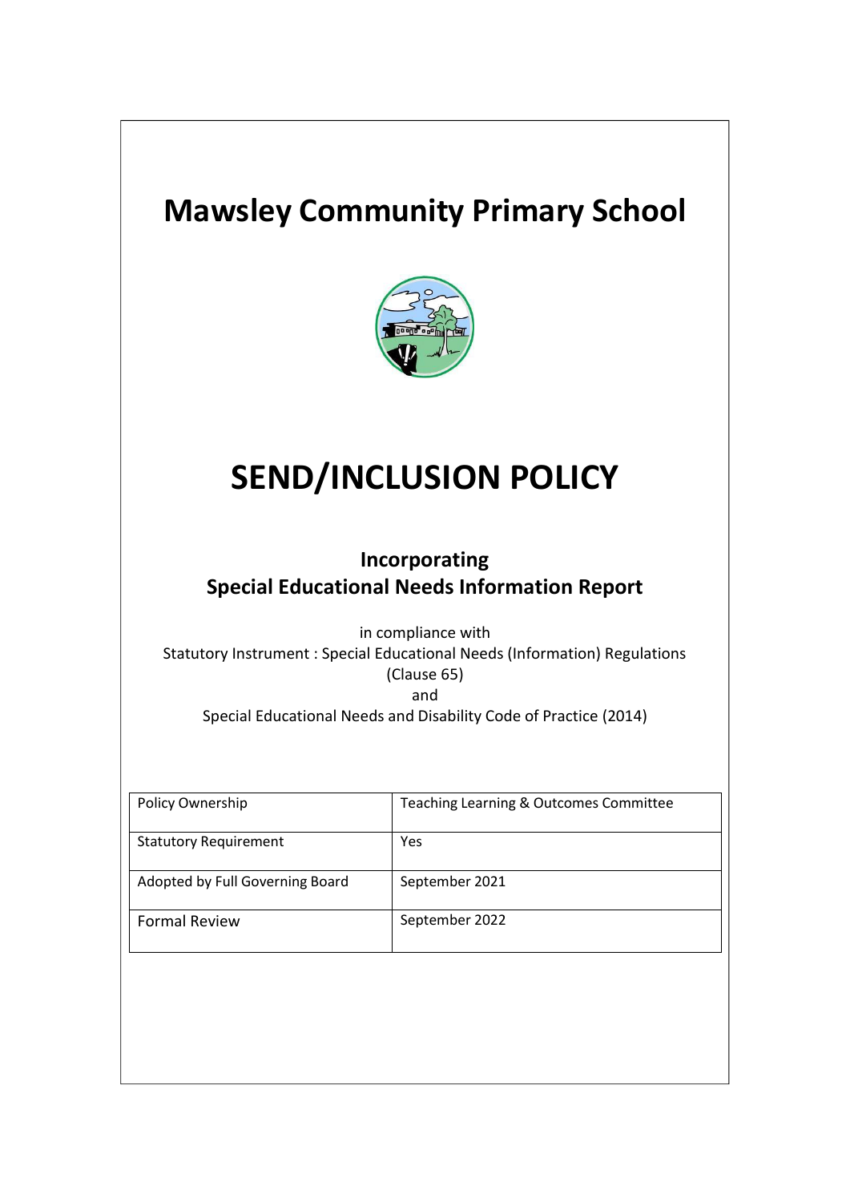# Mawsley Community Primary School

# SEND/INCLUSION POLICY

## Incorporating
## Special Educational Needs Information Report

in compliance with
Statutory Instrument : Special Educational Needs (Information) Regulations (Clause 65)
and
Special Educational Needs and Disability Code of Practice (2014)

| | |
|---|---|
| Policy Ownership | Teaching Learning & Outcomes Committee |
| Statutory Requirement | Yes |
| Adopted by Full Governing Board | September 2021 |
| Formal Review | September 2022 |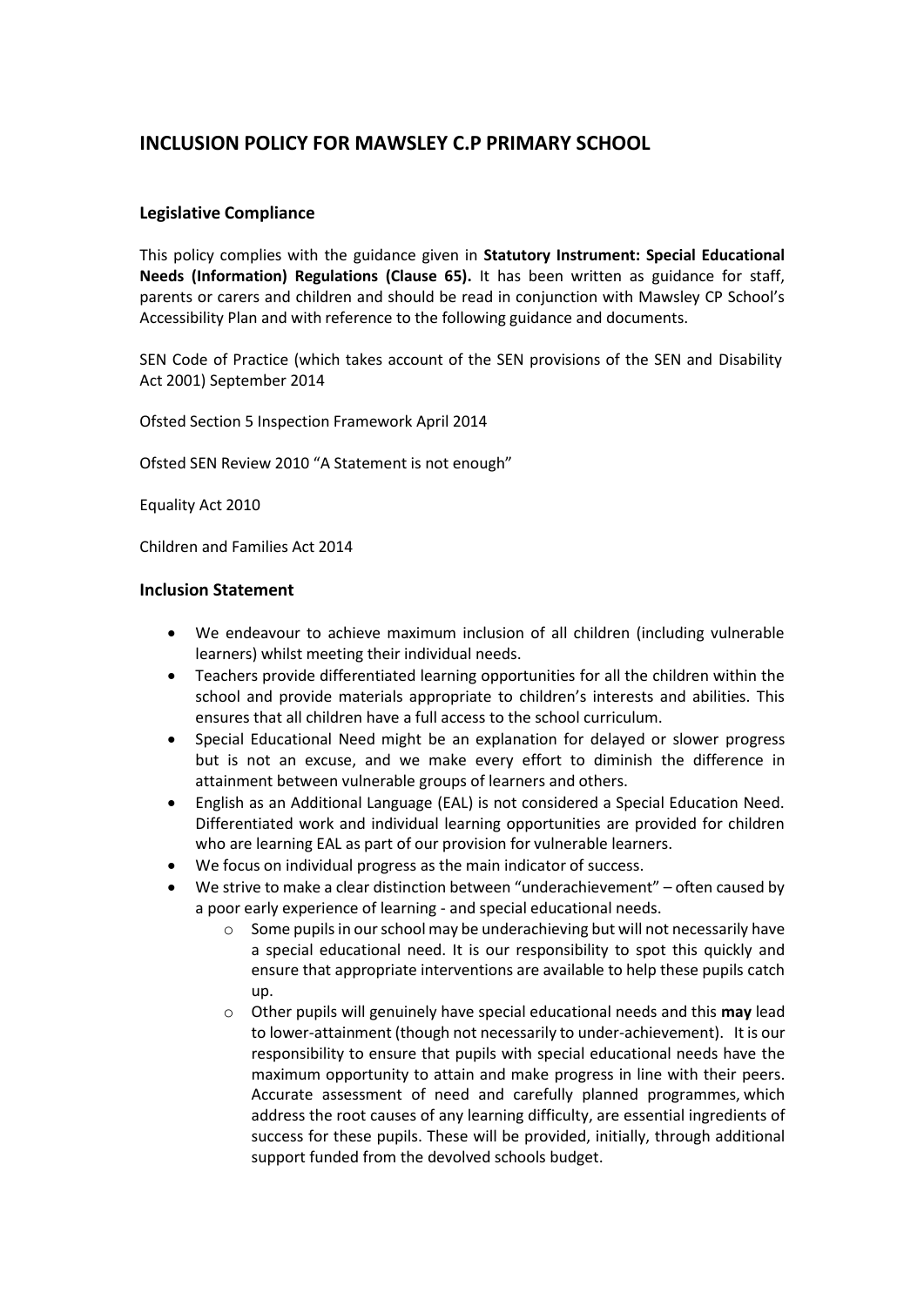## INCLUSION POLICY FOR MAWSLEY C.P PRIMARY SCHOOL

### Legislative Compliance

This policy complies with the guidance given in **Statutory Instrument: Special Educational Needs (Information) Regulations (Clause 65).** It has been written as guidance for staff, parents or carers and children and should be read in conjunction with Mawsley CP School's Accessibility Plan and with reference to the following guidance and documents.

SEN Code of Practice (which takes account of the SEN provisions of the SEN and Disability Act 2001) September 2014

Ofsted Section 5 Inspection Framework April 2014

Ofsted SEN Review 2010 "A Statement is not enough"

Equality Act 2010

Children and Families Act 2014

### Inclusion Statement

- We endeavour to achieve maximum inclusion of all children (including vulnerable learners) whilst meeting their individual needs.
- Teachers provide differentiated learning opportunities for all the children within the school and provide materials appropriate to children's interests and abilities. This ensures that all children have a full access to the school curriculum.
- Special Educational Need might be an explanation for delayed or slower progress but is not an excuse, and we make every effort to diminish the difference in attainment between vulnerable groups of learners and others.
- English as an Additional Language (EAL) is not considered a Special Education Need. Differentiated work and individual learning opportunities are provided for children who are learning EAL as part of our provision for vulnerable learners.
- We focus on individual progress as the main indicator of success.
- We strive to make a clear distinction between "underachievement" – often caused by a poor early experience of learning - and special educational needs.
  - Some pupils in our school may be underachieving but will not necessarily have a special educational need. It is our responsibility to spot this quickly and ensure that appropriate interventions are available to help these pupils catch up.
  - Other pupils will genuinely have special educational needs and this **may** lead to lower-attainment (though not necessarily to under-achievement). It is our responsibility to ensure that pupils with special educational needs have the maximum opportunity to attain and make progress in line with their peers. Accurate assessment of need and carefully planned programmes, which address the root causes of any learning difficulty, are essential ingredients of success for these pupils. These will be provided, initially, through additional support funded from the devolved schools budget.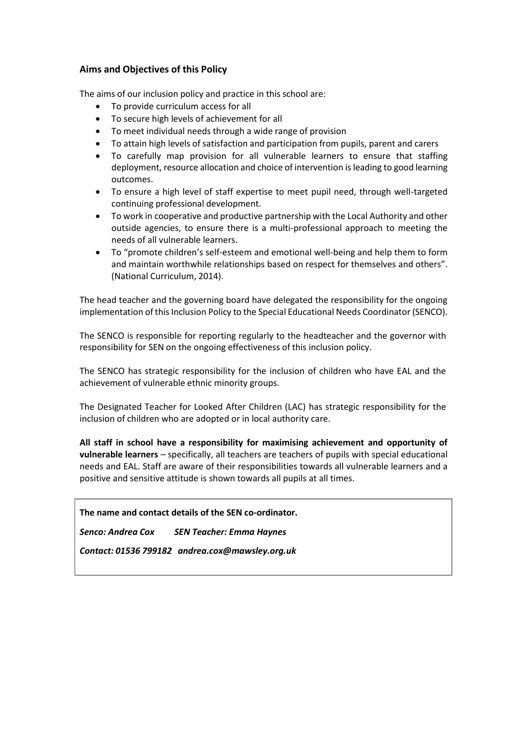### Aims and Objectives of this Policy

The aims of our inclusion policy and practice in this school are:

- To provide curriculum access for all
- To secure high levels of achievement for all
- To meet individual needs through a wide range of provision
- To attain high levels of satisfaction and participation from pupils, parent and carers
- To carefully map provision for all vulnerable learners to ensure that staffing deployment, resource allocation and choice of intervention is leading to good learning outcomes.
- To ensure a high level of staff expertise to meet pupil need, through well-targeted continuing professional development.
- To work in cooperative and productive partnership with the Local Authority and other outside agencies, to ensure there is a multi-professional approach to meeting the needs of all vulnerable learners.
- To "promote children's self-esteem and emotional well-being and help them to form and maintain worthwhile relationships based on respect for themselves and others". (National Curriculum, 2014).

The head teacher and the governing board have delegated the responsibility for the ongoing implementation of this Inclusion Policy to the Special Educational Needs Coordinator (SENCO).

The SENCO is responsible for reporting regularly to the headteacher and the governor with responsibility for SEN on the ongoing effectiveness of this inclusion policy.

The SENCO has strategic responsibility for the inclusion of children who have EAL and the achievement of vulnerable ethnic minority groups.

The Designated Teacher for Looked After Children (LAC) has strategic responsibility for the inclusion of children who are adopted or in local authority care.

**All staff in school have a responsibility for maximising achievement and opportunity of vulnerable learners** – specifically, all teachers are teachers of pupils with special educational needs and EAL. Staff are aware of their responsibilities towards all vulnerable learners and a positive and sensitive attitude is shown towards all pupils at all times.

**The name and contact details of the SEN co-ordinator.**

***Senco: Andrea Cox SEN Teacher: Emma Haynes***

***Contact: 01536 799182 andrea.cox@mawsley.org.uk***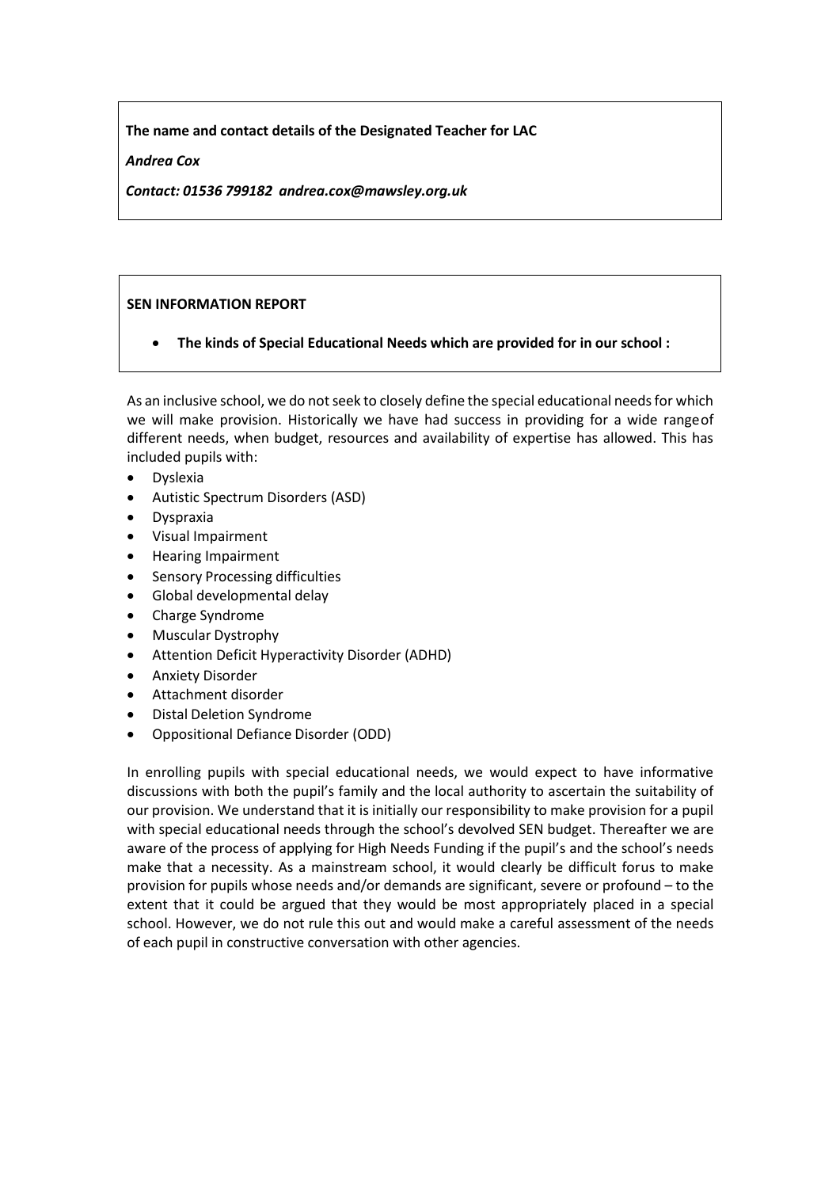**The name and contact details of the Designated Teacher for LAC**

***Andrea Cox***

***Contact: 01536 799182 andrea.cox@mawsley.org.uk***

**SEN INFORMATION REPORT**

- **The kinds of Special Educational Needs which are provided for in our school :**

As an inclusive school, we do not seek to closely define the special educational needs for which we will make provision. Historically we have had success in providing for a wide range of different needs, when budget, resources and availability of expertise has allowed. This has included pupils with:

- Dyslexia
- Autistic Spectrum Disorders (ASD)
- Dyspraxia
- Visual Impairment
- Hearing Impairment
- Sensory Processing difficulties
- Global developmental delay
- Charge Syndrome
- Muscular Dystrophy
- Attention Deficit Hyperactivity Disorder (ADHD)
- Anxiety Disorder
- Attachment disorder
- Distal Deletion Syndrome
- Oppositional Defiance Disorder (ODD)

In enrolling pupils with special educational needs, we would expect to have informative discussions with both the pupil's family and the local authority to ascertain the suitability of our provision. We understand that it is initially our responsibility to make provision for a pupil with special educational needs through the school's devolved SEN budget. Thereafter we are aware of the process of applying for High Needs Funding if the pupil's and the school's needs make that a necessity. As a mainstream school, it would clearly be difficult for us to make provision for pupils whose needs and/or demands are significant, severe or profound – to the extent that it could be argued that they would be most appropriately placed in a special school. However, we do not rule this out and would make a careful assessment of the needs of each pupil in constructive conversation with other agencies.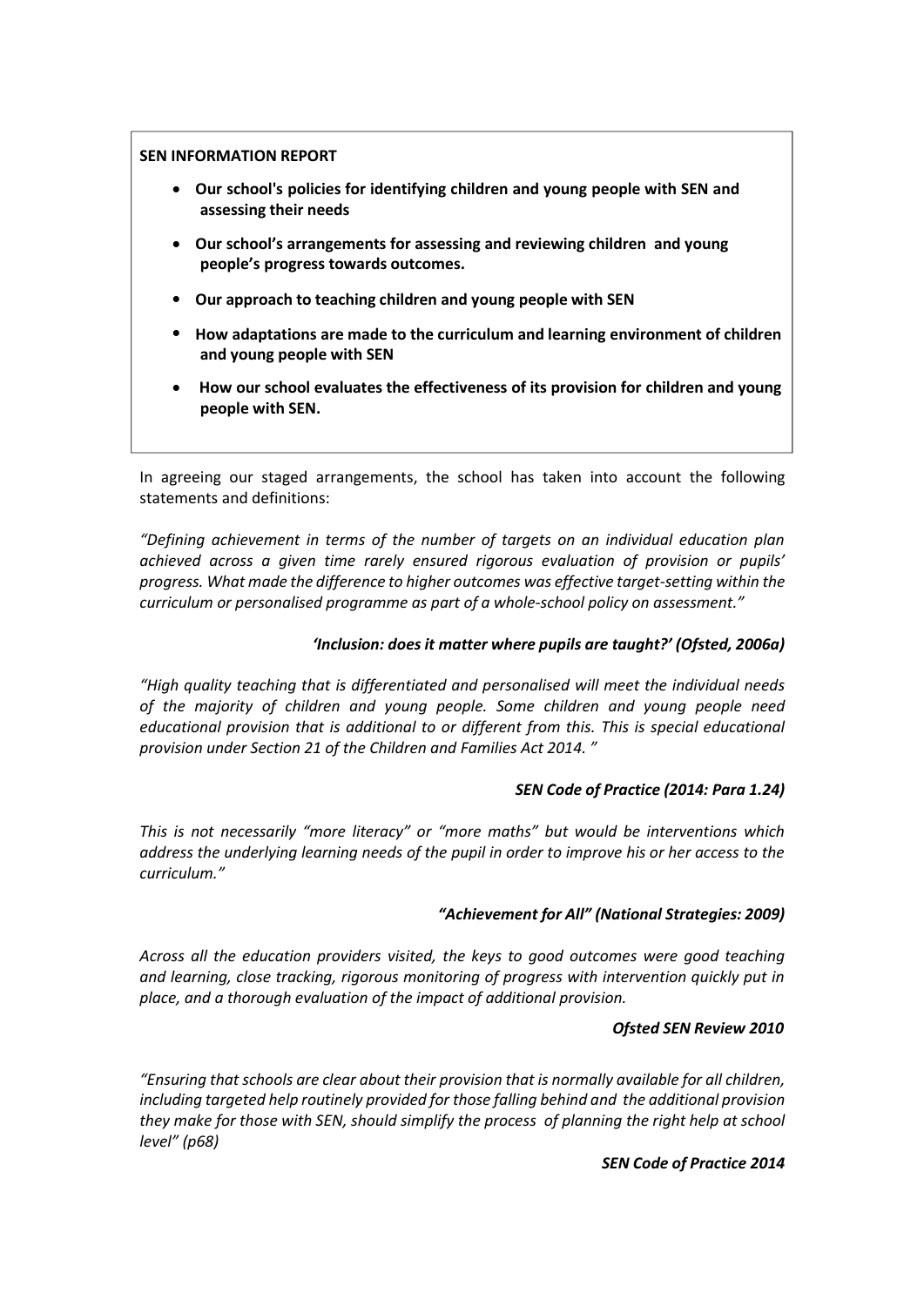**SEN INFORMATION REPORT**

- **Our school's policies for identifying children and young people with SEN and assessing their needs**
- **Our school's arrangements for assessing and reviewing children and young people's progress towards outcomes.**
- **Our approach to teaching children and young people with SEN**
- **How adaptations are made to the curriculum and learning environment of children and young people with SEN**
- **How our school evaluates the effectiveness of its provision for children and young people with SEN.**

In agreeing our staged arrangements, the school has taken into account the following statements and definitions:

*"Defining achievement in terms of the number of targets on an individual education plan achieved across a given time rarely ensured rigorous evaluation of provision or pupils' progress. What made the difference to higher outcomes was effective target-setting within the curriculum or personalised programme as part of a whole-school policy on assessment."*

***'Inclusion: does it matter where pupils are taught?' (Ofsted, 2006a)***

*"High quality teaching that is differentiated and personalised will meet the individual needs of the majority of children and young people. Some children and young people need educational provision that is additional to or different from this. This is special educational provision under Section 21 of the Children and Families Act 2014. "*

***SEN Code of Practice (2014: Para 1.24)***

*This is not necessarily "more literacy" or "more maths" but would be interventions which address the underlying learning needs of the pupil in order to improve his or her access to the curriculum."*

***"Achievement for All" (National Strategies: 2009)***

*Across all the education providers visited, the keys to good outcomes were good teaching and learning, close tracking, rigorous monitoring of progress with intervention quickly put in place, and a thorough evaluation of the impact of additional provision.*

***Ofsted SEN Review 2010***

*"Ensuring that schools are clear about their provision that is normally available for all children, including targeted help routinely provided for those falling behind and the additional provision they make for those with SEN, should simplify the process of planning the right help at school level" (p68)*

***SEN Code of Practice 2014***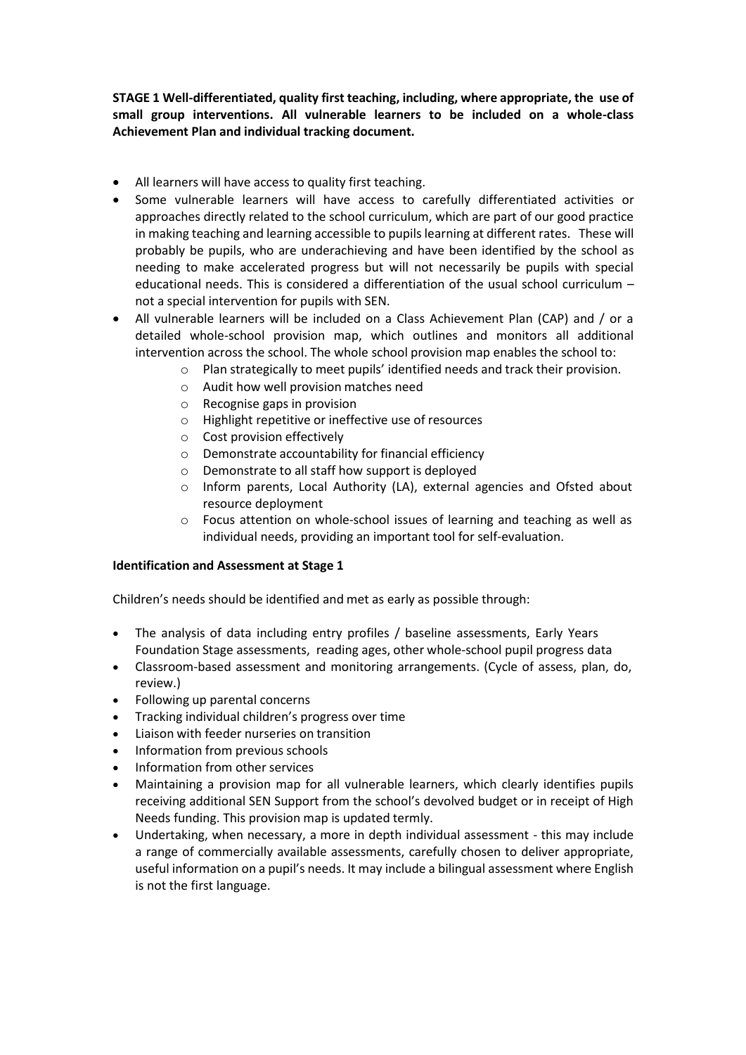**STAGE 1 Well-differentiated, quality first teaching, including, where appropriate, the use of small group interventions. All vulnerable learners to be included on a whole-class Achievement Plan and individual tracking document.**

- All learners will have access to quality first teaching.
- Some vulnerable learners will have access to carefully differentiated activities or approaches directly related to the school curriculum, which are part of our good practice in making teaching and learning accessible to pupils learning at different rates. These will probably be pupils, who are underachieving and have been identified by the school as needing to make accelerated progress but will not necessarily be pupils with special educational needs. This is considered a differentiation of the usual school curriculum – not a special intervention for pupils with SEN.
- All vulnerable learners will be included on a Class Achievement Plan (CAP) and / or a detailed whole-school provision map, which outlines and monitors all additional intervention across the school. The whole school provision map enables the school to:
  - Plan strategically to meet pupils' identified needs and track their provision.
  - Audit how well provision matches need
  - Recognise gaps in provision
  - Highlight repetitive or ineffective use of resources
  - Cost provision effectively
  - Demonstrate accountability for financial efficiency
  - Demonstrate to all staff how support is deployed
  - Inform parents, Local Authority (LA), external agencies and Ofsted about resource deployment
  - Focus attention on whole-school issues of learning and teaching as well as individual needs, providing an important tool for self-evaluation.

**Identification and Assessment at Stage 1**

Children's needs should be identified and met as early as possible through:

- The analysis of data including entry profiles / baseline assessments, Early Years Foundation Stage assessments, reading ages, other whole-school pupil progress data
- Classroom-based assessment and monitoring arrangements. (Cycle of assess, plan, do, review.)
- Following up parental concerns
- Tracking individual children's progress over time
- Liaison with feeder nurseries on transition
- Information from previous schools
- Information from other services
- Maintaining a provision map for all vulnerable learners, which clearly identifies pupils receiving additional SEN Support from the school's devolved budget or in receipt of High Needs funding. This provision map is updated termly.
- Undertaking, when necessary, a more in depth individual assessment - this may include a range of commercially available assessments, carefully chosen to deliver appropriate, useful information on a pupil's needs. It may include a bilingual assessment where English is not the first language.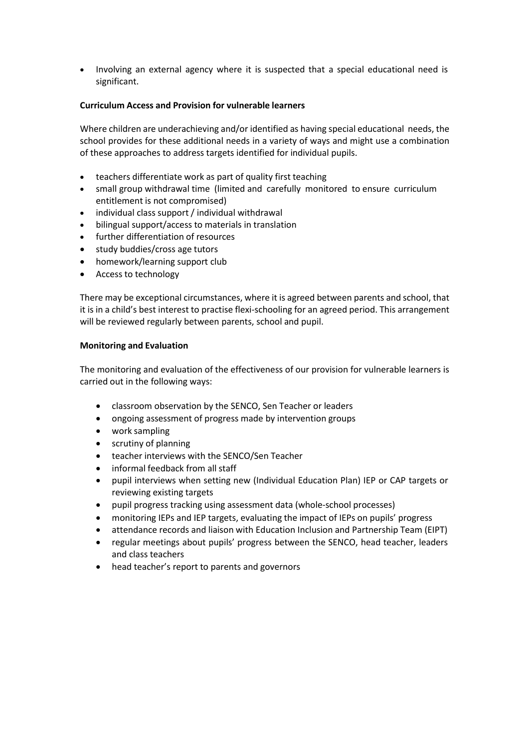- Involving an external agency where it is suspected that a special educational need is significant.

**Curriculum Access and Provision for vulnerable learners**

Where children are underachieving and/or identified as having special educational needs, the school provides for these additional needs in a variety of ways and might use a combination of these approaches to address targets identified for individual pupils.

- teachers differentiate work as part of quality first teaching
- small group withdrawal time (limited and carefully monitored to ensure curriculum entitlement is not compromised)
- individual class support / individual withdrawal
- bilingual support/access to materials in translation
- further differentiation of resources
- study buddies/cross age tutors
- homework/learning support club
- Access to technology

There may be exceptional circumstances, where it is agreed between parents and school, that it is in a child's best interest to practise flexi-schooling for an agreed period. This arrangement will be reviewed regularly between parents, school and pupil.

**Monitoring and Evaluation**

The monitoring and evaluation of the effectiveness of our provision for vulnerable learners is carried out in the following ways:

- classroom observation by the SENCO, Sen Teacher or leaders
- ongoing assessment of progress made by intervention groups
- work sampling
- scrutiny of planning
- teacher interviews with the SENCO/Sen Teacher
- informal feedback from all staff
- pupil interviews when setting new (Individual Education Plan) IEP or CAP targets or reviewing existing targets
- pupil progress tracking using assessment data (whole-school processes)
- monitoring IEPs and IEP targets, evaluating the impact of IEPs on pupils' progress
- attendance records and liaison with Education Inclusion and Partnership Team (EIPT)
- regular meetings about pupils' progress between the SENCO, head teacher, leaders and class teachers
- head teacher's report to parents and governors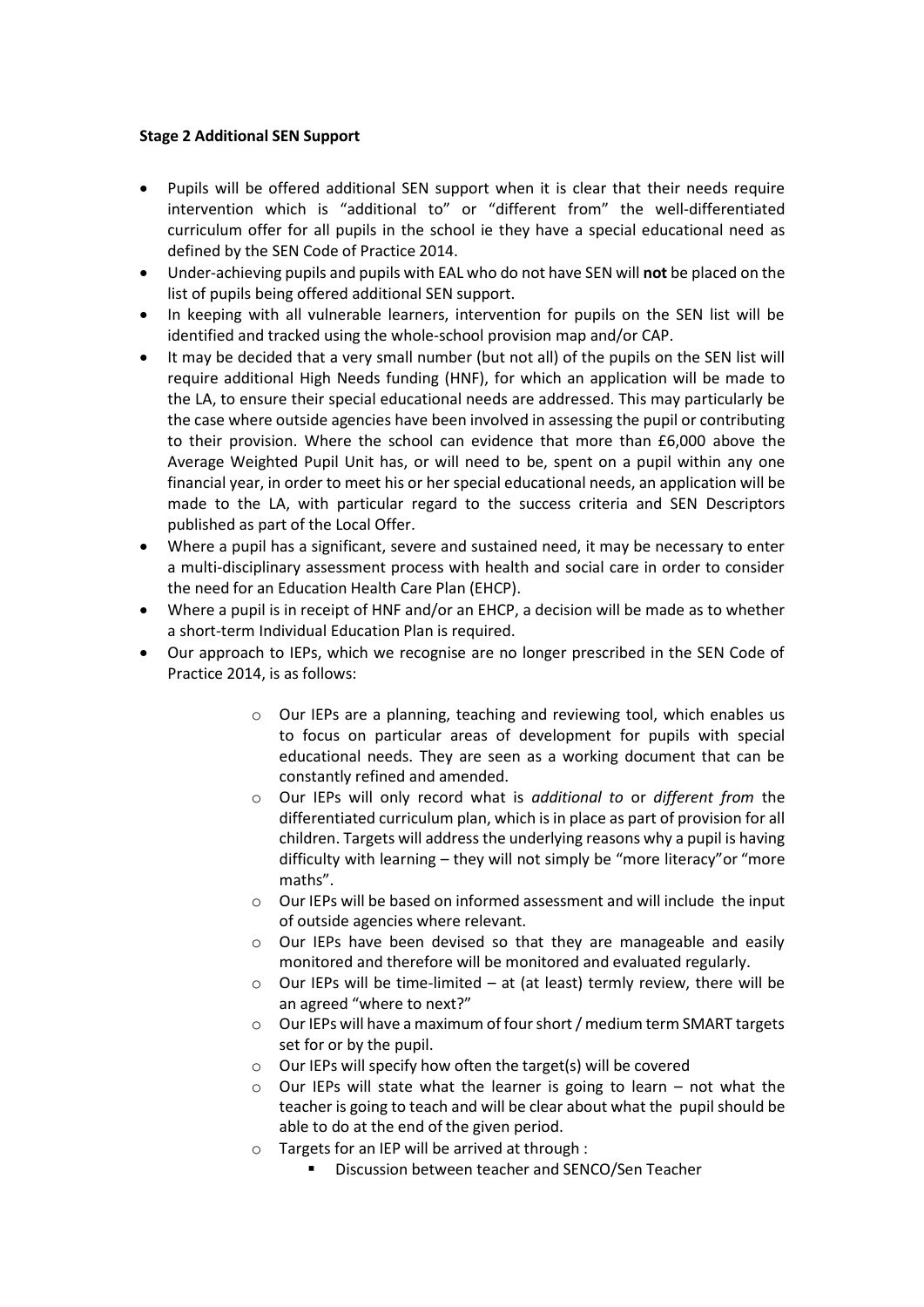**Stage 2 Additional SEN Support**

- Pupils will be offered additional SEN support when it is clear that their needs require intervention which is "additional to" or "different from" the well-differentiated curriculum offer for all pupils in the school ie they have a special educational need as defined by the SEN Code of Practice 2014.
- Under-achieving pupils and pupils with EAL who do not have SEN will **not** be placed on the list of pupils being offered additional SEN support.
- In keeping with all vulnerable learners, intervention for pupils on the SEN list will be identified and tracked using the whole-school provision map and/or CAP.
- It may be decided that a very small number (but not all) of the pupils on the SEN list will require additional High Needs funding (HNF), for which an application will be made to the LA, to ensure their special educational needs are addressed. This may particularly be the case where outside agencies have been involved in assessing the pupil or contributing to their provision. Where the school can evidence that more than £6,000 above the Average Weighted Pupil Unit has, or will need to be, spent on a pupil within any one financial year, in order to meet his or her special educational needs, an application will be made to the LA, with particular regard to the success criteria and SEN Descriptors published as part of the Local Offer.
- Where a pupil has a significant, severe and sustained need, it may be necessary to enter a multi-disciplinary assessment process with health and social care in order to consider the need for an Education Health Care Plan (EHCP).
- Where a pupil is in receipt of HNF and/or an EHCP, a decision will be made as to whether a short-term Individual Education Plan is required.
- Our approach to IEPs, which we recognise are no longer prescribed in the SEN Code of Practice 2014, is as follows:
    - Our IEPs are a planning, teaching and reviewing tool, which enables us to focus on particular areas of development for pupils with special educational needs. They are seen as a working document that can be constantly refined and amended.
    - Our IEPs will only record what is *additional to* or *different from* the differentiated curriculum plan, which is in place as part of provision for all children. Targets will address the underlying reasons why a pupil is having difficulty with learning – they will not simply be "more literacy"or "more maths".
    - Our IEPs will be based on informed assessment and will include the input of outside agencies where relevant.
    - Our IEPs have been devised so that they are manageable and easily monitored and therefore will be monitored and evaluated regularly.
    - Our IEPs will be time-limited – at (at least) termly review, there will be an agreed "where to next?"
    - Our IEPs will have a maximum of four short / medium term SMART targets set for or by the pupil.
    - Our IEPs will specify how often the target(s) will be covered
    - Our IEPs will state what the learner is going to learn – not what the teacher is going to teach and will be clear about what the pupil should be able to do at the end of the given period.
    - Targets for an IEP will be arrived at through :
        - Discussion between teacher and SENCO/Sen Teacher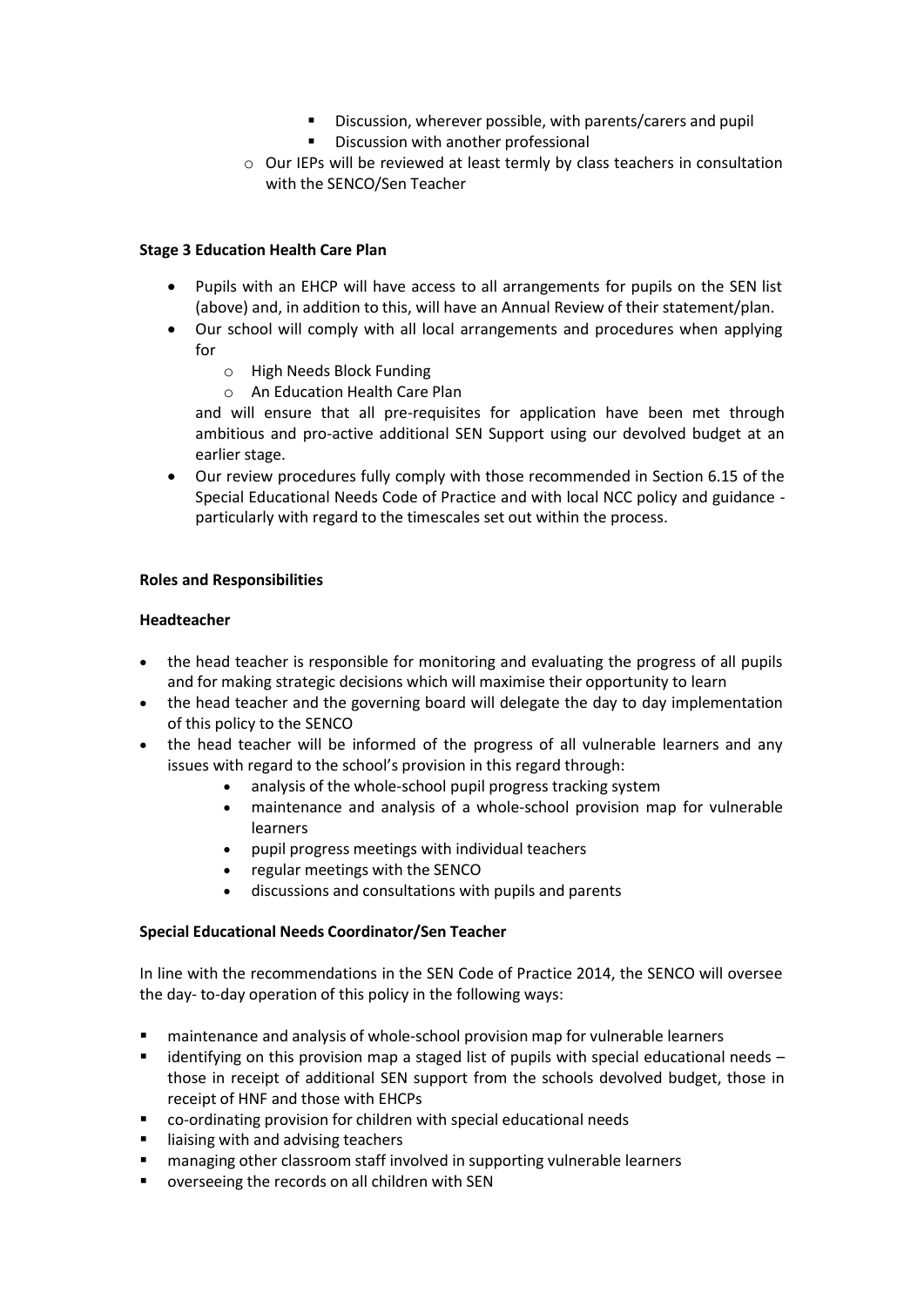- Discussion, wherever possible, with parents/carers and pupil
        - Discussion with another professional
    - Our IEPs will be reviewed at least termly by class teachers in consultation with the SENCO/Sen Teacher

**Stage 3 Education Health Care Plan**

- Pupils with an EHCP will have access to all arrangements for pupils on the SEN list (above) and, in addition to this, will have an Annual Review of their statement/plan.
- Our school will comply with all local arrangements and procedures when applying for
    - High Needs Block Funding
    - An Education Health Care Plan

  and will ensure that all pre-requisites for application have been met through ambitious and pro-active additional SEN Support using our devolved budget at an earlier stage.
- Our review procedures fully comply with those recommended in Section 6.15 of the Special Educational Needs Code of Practice and with local NCC policy and guidance - particularly with regard to the timescales set out within the process.

**Roles and Responsibilities**

**Headteacher**

- the head teacher is responsible for monitoring and evaluating the progress of all pupils and for making strategic decisions which will maximise their opportunity to learn
- the head teacher and the governing board will delegate the day to day implementation of this policy to the SENCO
- the head teacher will be informed of the progress of all vulnerable learners and any issues with regard to the school's provision in this regard through:
    - analysis of the whole-school pupil progress tracking system
    - maintenance and analysis of a whole-school provision map for vulnerable learners
    - pupil progress meetings with individual teachers
    - regular meetings with the SENCO
    - discussions and consultations with pupils and parents

**Special Educational Needs Coordinator/Sen Teacher**

In line with the recommendations in the SEN Code of Practice 2014, the SENCO will oversee the day- to-day operation of this policy in the following ways:

- maintenance and analysis of whole-school provision map for vulnerable learners
- identifying on this provision map a staged list of pupils with special educational needs – those in receipt of additional SEN support from the schools devolved budget, those in receipt of HNF and those with EHCPs
- co-ordinating provision for children with special educational needs
- liaising with and advising teachers
- managing other classroom staff involved in supporting vulnerable learners
- overseeing the records on all children with SEN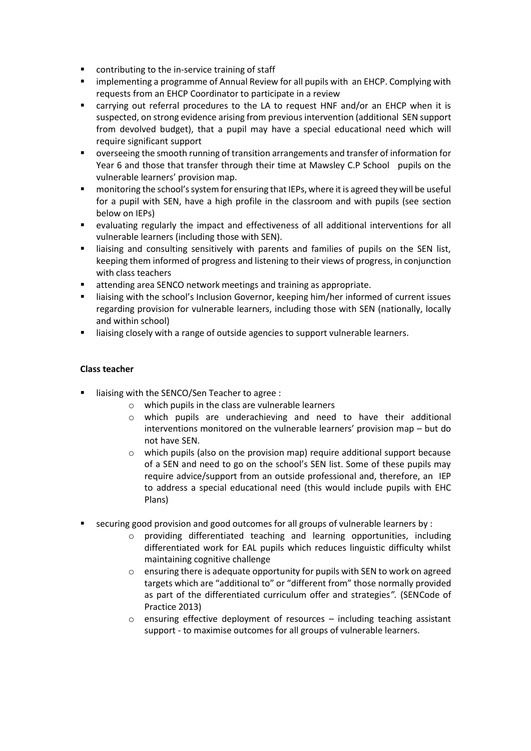- contributing to the in-service training of staff
- implementing a programme of Annual Review for all pupils with an EHCP. Complying with requests from an EHCP Coordinator to participate in a review
- carrying out referral procedures to the LA to request HNF and/or an EHCP when it is suspected, on strong evidence arising from previous intervention (additional SEN support from devolved budget), that a pupil may have a special educational need which will require significant support
- overseeing the smooth running of transition arrangements and transfer of information for Year 6 and those that transfer through their time at Mawsley C.P School pupils on the vulnerable learners' provision map.
- monitoring the school's system for ensuring that IEPs, where it is agreed they will be useful for a pupil with SEN, have a high profile in the classroom and with pupils (see section below on IEPs)
- evaluating regularly the impact and effectiveness of all additional interventions for all vulnerable learners (including those with SEN).
- liaising and consulting sensitively with parents and families of pupils on the SEN list, keeping them informed of progress and listening to their views of progress, in conjunction with class teachers
- attending area SENCO network meetings and training as appropriate.
- liaising with the school's Inclusion Governor, keeping him/her informed of current issues regarding provision for vulnerable learners, including those with SEN (nationally, locally and within school)
- liaising closely with a range of outside agencies to support vulnerable learners.

**Class teacher**

- liaising with the SENCO/Sen Teacher to agree :
  - which pupils in the class are vulnerable learners
  - which pupils are underachieving and need to have their additional interventions monitored on the vulnerable learners' provision map – but do not have SEN.
  - which pupils (also on the provision map) require additional support because of a SEN and need to go on the school's SEN list. Some of these pupils may require advice/support from an outside professional and, therefore, an IEP to address a special educational need (this would include pupils with EHC Plans)
- securing good provision and good outcomes for all groups of vulnerable learners by :
  - providing differentiated teaching and learning opportunities, including differentiated work for EAL pupils which reduces linguistic difficulty whilst maintaining cognitive challenge
  - ensuring there is adequate opportunity for pupils with SEN to work on agreed targets which are "additional to" or "different from" those normally provided as part of the differentiated curriculum offer and strategies*".* (SENCode of Practice 2013)
  - ensuring effective deployment of resources – including teaching assistant support - to maximise outcomes for all groups of vulnerable learners.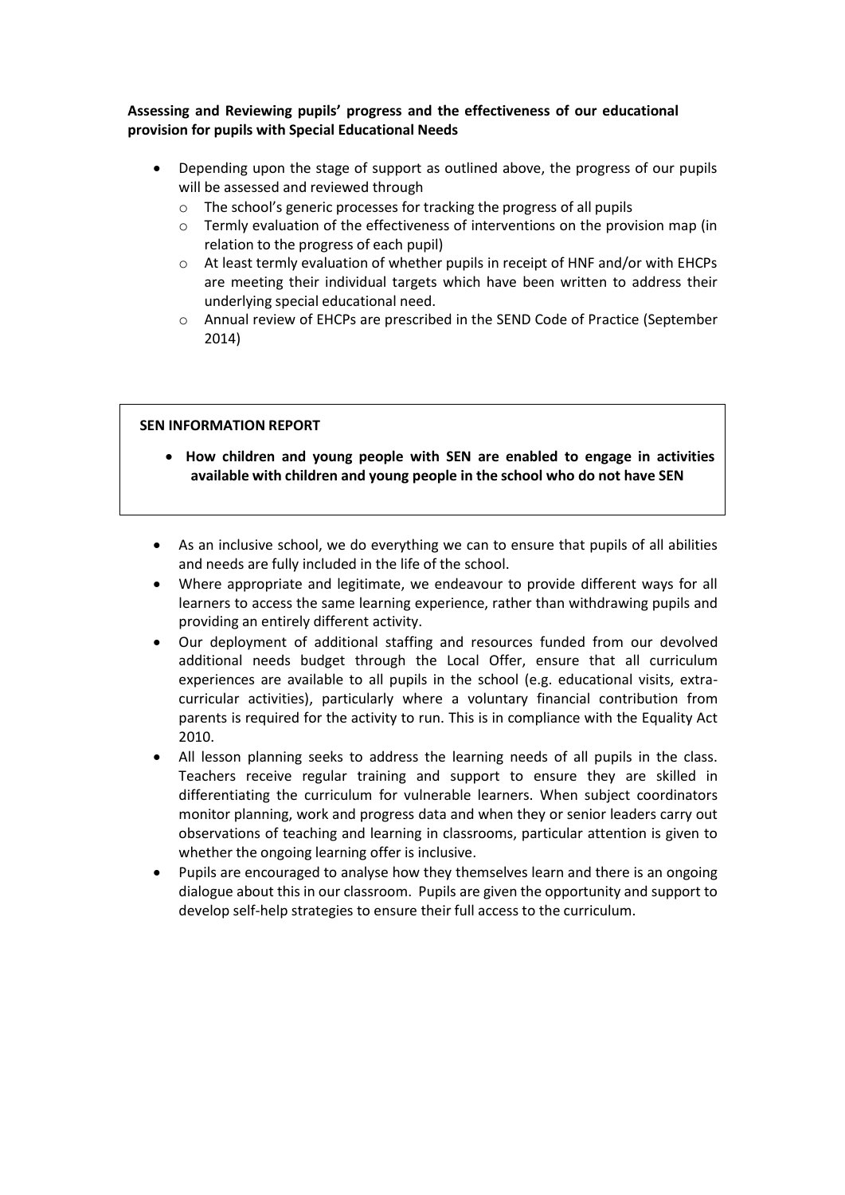**Assessing and Reviewing pupils' progress and the effectiveness of our educational provision for pupils with Special Educational Needs**

- Depending upon the stage of support as outlined above, the progress of our pupils will be assessed and reviewed through
  - The school's generic processes for tracking the progress of all pupils
  - Termly evaluation of the effectiveness of interventions on the provision map (in relation to the progress of each pupil)
  - At least termly evaluation of whether pupils in receipt of HNF and/or with EHCPs are meeting their individual targets which have been written to address their underlying special educational need.
  - Annual review of EHCPs are prescribed in the SEND Code of Practice (September 2014)

**SEN INFORMATION REPORT**

- **How children and young people with SEN are enabled to engage in activities available with children and young people in the school who do not have SEN**

- As an inclusive school, we do everything we can to ensure that pupils of all abilities and needs are fully included in the life of the school.
- Where appropriate and legitimate, we endeavour to provide different ways for all learners to access the same learning experience, rather than withdrawing pupils and providing an entirely different activity.
- Our deployment of additional staffing and resources funded from our devolved additional needs budget through the Local Offer, ensure that all curriculum experiences are available to all pupils in the school (e.g. educational visits, extra-curricular activities), particularly where a voluntary financial contribution from parents is required for the activity to run. This is in compliance with the Equality Act 2010.
- All lesson planning seeks to address the learning needs of all pupils in the class. Teachers receive regular training and support to ensure they are skilled in differentiating the curriculum for vulnerable learners. When subject coordinators monitor planning, work and progress data and when they or senior leaders carry out observations of teaching and learning in classrooms, particular attention is given to whether the ongoing learning offer is inclusive.
- Pupils are encouraged to analyse how they themselves learn and there is an ongoing dialogue about this in our classroom. Pupils are given the opportunity and support to develop self-help strategies to ensure their full access to the curriculum.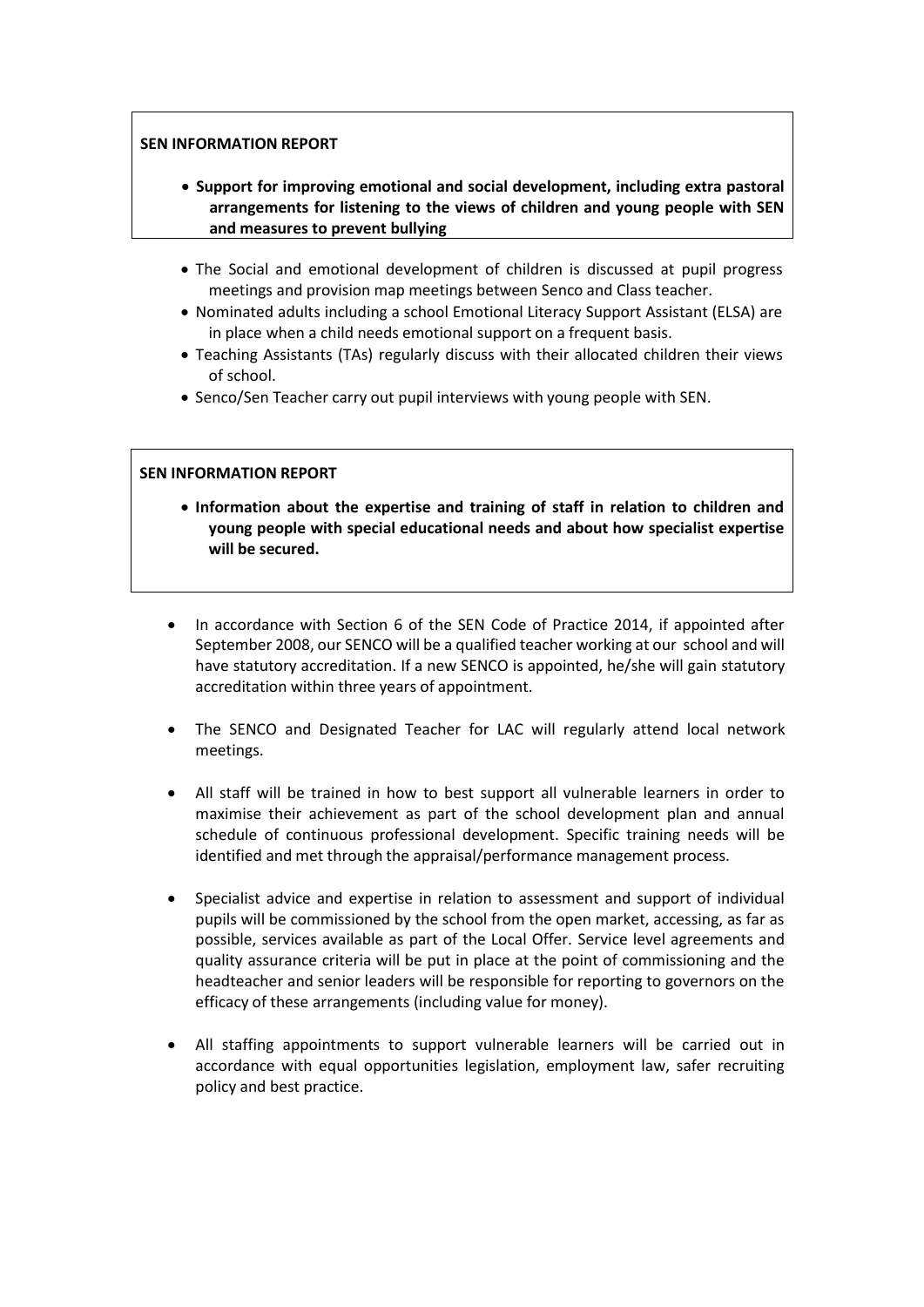**SEN INFORMATION REPORT**

- **Support for improving emotional and social development, including extra pastoral arrangements for listening to the views of children and young people with SEN and measures to prevent bullying**

- The Social and emotional development of children is discussed at pupil progress meetings and provision map meetings between Senco and Class teacher.
- Nominated adults including a school Emotional Literacy Support Assistant (ELSA) are in place when a child needs emotional support on a frequent basis.
- Teaching Assistants (TAs) regularly discuss with their allocated children their views of school.
- Senco/Sen Teacher carry out pupil interviews with young people with SEN.

**SEN INFORMATION REPORT**

- **Information about the expertise and training of staff in relation to children and young people with special educational needs and about how specialist expertise will be secured.**

- In accordance with Section 6 of the SEN Code of Practice 2014, if appointed after September 2008, our SENCO will be a qualified teacher working at our school and will have statutory accreditation. If a new SENCO is appointed, he/she will gain statutory accreditation within three years of appointment.

- The SENCO and Designated Teacher for LAC will regularly attend local network meetings.

- All staff will be trained in how to best support all vulnerable learners in order to maximise their achievement as part of the school development plan and annual schedule of continuous professional development. Specific training needs will be identified and met through the appraisal/performance management process.

- Specialist advice and expertise in relation to assessment and support of individual pupils will be commissioned by the school from the open market, accessing, as far as possible, services available as part of the Local Offer. Service level agreements and quality assurance criteria will be put in place at the point of commissioning and the headteacher and senior leaders will be responsible for reporting to governors on the efficacy of these arrangements (including value for money).

- All staffing appointments to support vulnerable learners will be carried out in accordance with equal opportunities legislation, employment law, safer recruiting policy and best practice.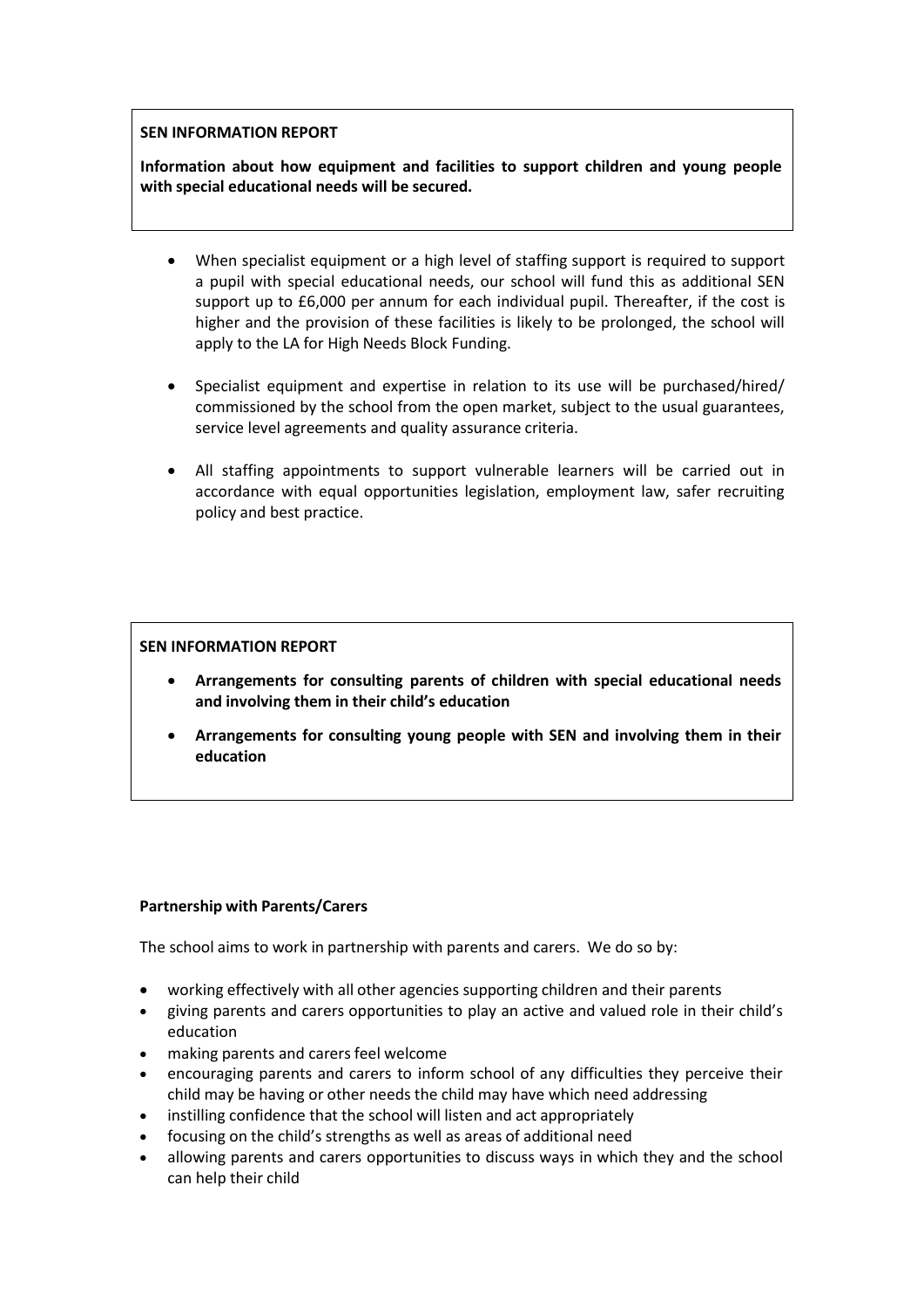**SEN INFORMATION REPORT**

**Information about how equipment and facilities to support children and young people with special educational needs will be secured.**

- When specialist equipment or a high level of staffing support is required to support a pupil with special educational needs, our school will fund this as additional SEN support up to £6,000 per annum for each individual pupil. Thereafter, if the cost is higher and the provision of these facilities is likely to be prolonged, the school will apply to the LA for High Needs Block Funding.

- Specialist equipment and expertise in relation to its use will be purchased/hired/ commissioned by the school from the open market, subject to the usual guarantees, service level agreements and quality assurance criteria.

- All staffing appointments to support vulnerable learners will be carried out in accordance with equal opportunities legislation, employment law, safer recruiting policy and best practice.

**SEN INFORMATION REPORT**

- **Arrangements for consulting parents of children with special educational needs and involving them in their child's education**

- **Arrangements for consulting young people with SEN and involving them in their education**

**Partnership with Parents/Carers**

The school aims to work in partnership with parents and carers. We do so by:

- working effectively with all other agencies supporting children and their parents
- giving parents and carers opportunities to play an active and valued role in their child's education
- making parents and carers feel welcome
- encouraging parents and carers to inform school of any difficulties they perceive their child may be having or other needs the child may have which need addressing
- instilling confidence that the school will listen and act appropriately
- focusing on the child's strengths as well as areas of additional need
- allowing parents and carers opportunities to discuss ways in which they and the school can help their child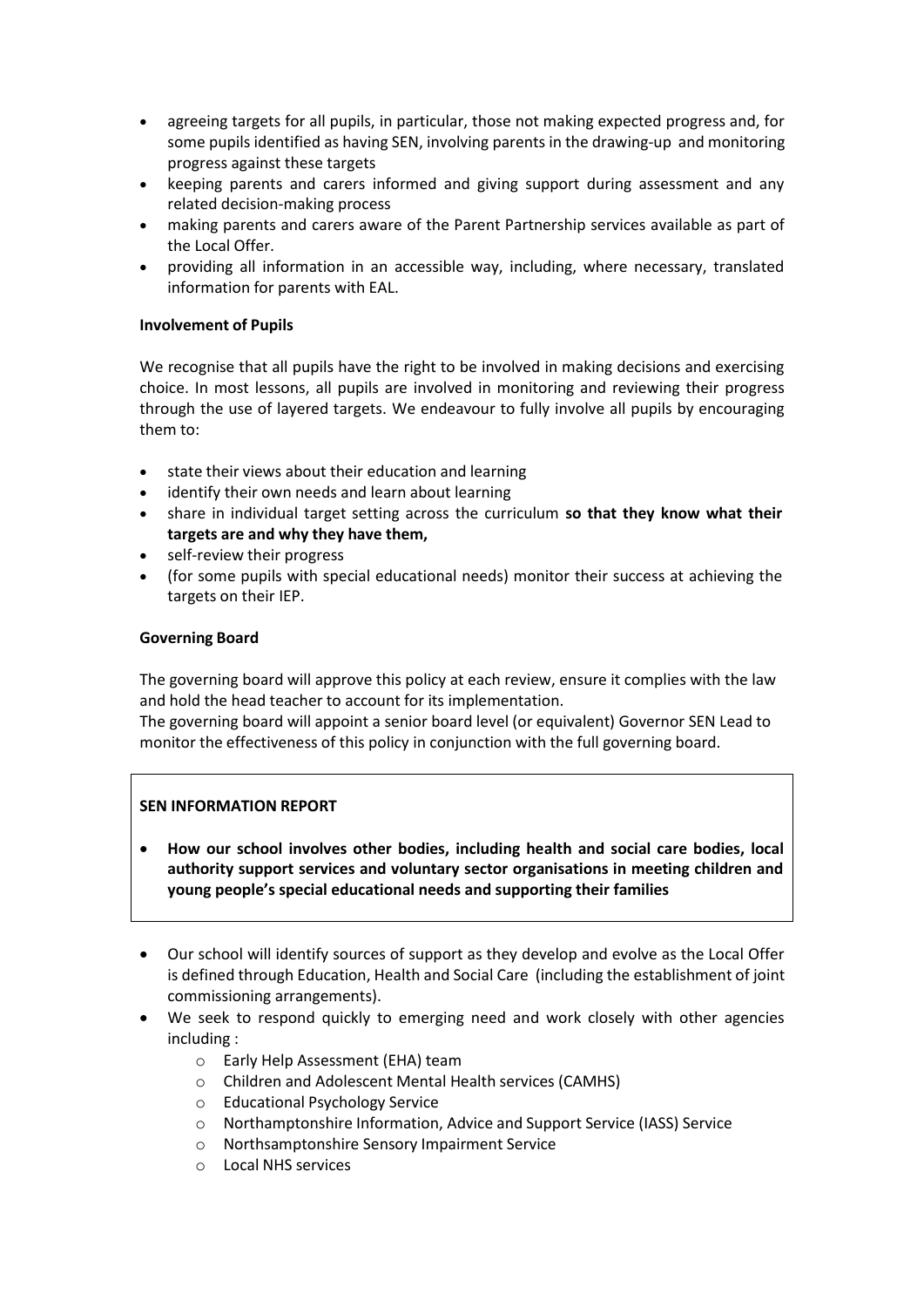- agreeing targets for all pupils, in particular, those not making expected progress and, for some pupils identified as having SEN, involving parents in the drawing-up and monitoring progress against these targets
- keeping parents and carers informed and giving support during assessment and any related decision-making process
- making parents and carers aware of the Parent Partnership services available as part of the Local Offer.
- providing all information in an accessible way, including, where necessary, translated information for parents with EAL.

**Involvement of Pupils**

We recognise that all pupils have the right to be involved in making decisions and exercising choice. In most lessons, all pupils are involved in monitoring and reviewing their progress through the use of layered targets. We endeavour to fully involve all pupils by encouraging them to:

- state their views about their education and learning
- identify their own needs and learn about learning
- share in individual target setting across the curriculum **so that they know what their targets are and why they have them,**
- self-review their progress
- (for some pupils with special educational needs) monitor their success at achieving the targets on their IEP.

**Governing Board**

The governing board will approve this policy at each review, ensure it complies with the law and hold the head teacher to account for its implementation.
The governing board will appoint a senior board level (or equivalent) Governor SEN Lead to monitor the effectiveness of this policy in conjunction with the full governing board.

**SEN INFORMATION REPORT**

- **How our school involves other bodies, including health and social care bodies, local authority support services and voluntary sector organisations in meeting children and young people's special educational needs and supporting their families**

- Our school will identify sources of support as they develop and evolve as the Local Offer is defined through Education, Health and Social Care (including the establishment of joint commissioning arrangements).
- We seek to respond quickly to emerging need and work closely with other agencies including :
  - Early Help Assessment (EHA) team
  - Children and Adolescent Mental Health services (CAMHS)
  - Educational Psychology Service
  - Northamptonshire Information, Advice and Support Service (IASS) Service
  - Northsamptonshire Sensory Impairment Service
  - Local NHS services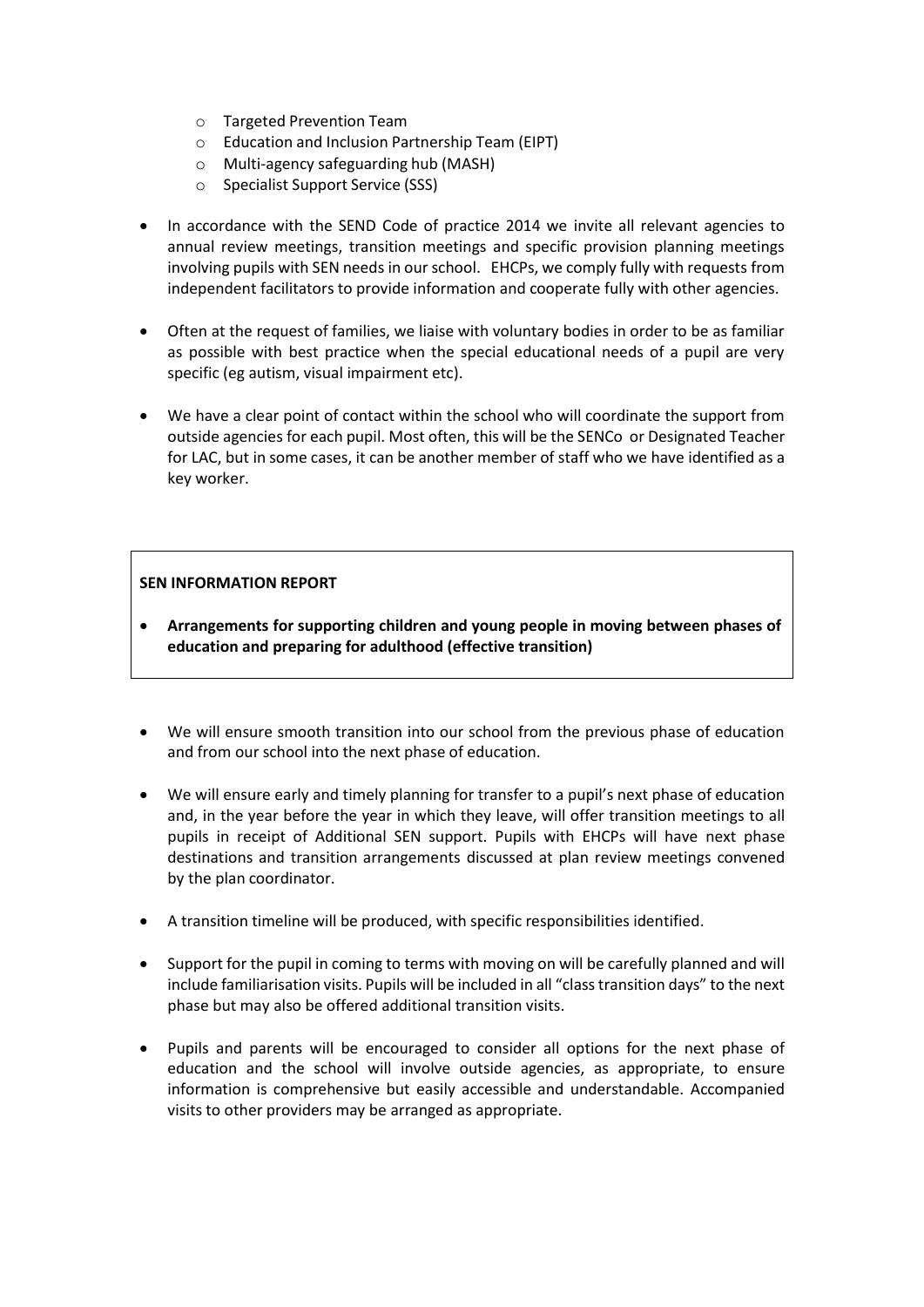- Targeted Prevention Team
  - Education and Inclusion Partnership Team (EIPT)
  - Multi-agency safeguarding hub (MASH)
  - Specialist Support Service (SSS)

- In accordance with the SEND Code of practice 2014 we invite all relevant agencies to annual review meetings, transition meetings and specific provision planning meetings involving pupils with SEN needs in our school. EHCPs, we comply fully with requests from independent facilitators to provide information and cooperate fully with other agencies.

- Often at the request of families, we liaise with voluntary bodies in order to be as familiar as possible with best practice when the special educational needs of a pupil are very specific (eg autism, visual impairment etc).

- We have a clear point of contact within the school who will coordinate the support from outside agencies for each pupil. Most often, this will be the SENCo or Designated Teacher for LAC, but in some cases, it can be another member of staff who we have identified as a key worker.

**SEN INFORMATION REPORT**

- **Arrangements for supporting children and young people in moving between phases of education and preparing for adulthood (effective transition)**

- We will ensure smooth transition into our school from the previous phase of education and from our school into the next phase of education.

- We will ensure early and timely planning for transfer to a pupil's next phase of education and, in the year before the year in which they leave, will offer transition meetings to all pupils in receipt of Additional SEN support. Pupils with EHCPs will have next phase destinations and transition arrangements discussed at plan review meetings convened by the plan coordinator.

- A transition timeline will be produced, with specific responsibilities identified.

- Support for the pupil in coming to terms with moving on will be carefully planned and will include familiarisation visits. Pupils will be included in all "class transition days" to the next phase but may also be offered additional transition visits.

- Pupils and parents will be encouraged to consider all options for the next phase of education and the school will involve outside agencies, as appropriate, to ensure information is comprehensive but easily accessible and understandable. Accompanied visits to other providers may be arranged as appropriate.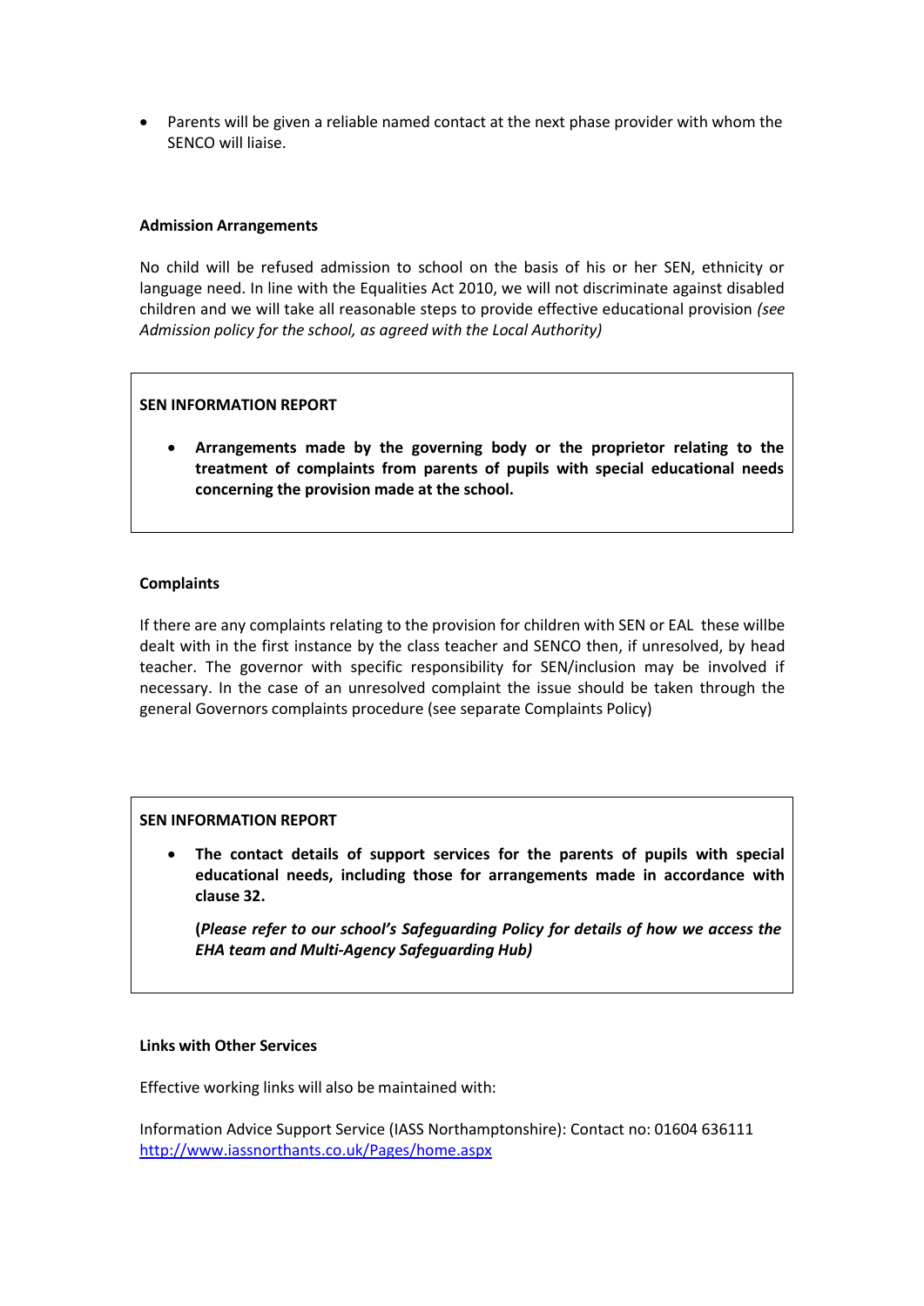- Parents will be given a reliable named contact at the next phase provider with whom the SENCO will liaise.

**Admission Arrangements**

No child will be refused admission to school on the basis of his or her SEN, ethnicity or language need. In line with the Equalities Act 2010, we will not discriminate against disabled children and we will take all reasonable steps to provide effective educational provision *(see Admission policy for the school, as agreed with the Local Authority)*

**SEN INFORMATION REPORT**

- **Arrangements made by the governing body or the proprietor relating to the treatment of complaints from parents of pupils with special educational needs concerning the provision made at the school.**

**Complaints**

If there are any complaints relating to the provision for children with SEN or EAL these willbe dealt with in the first instance by the class teacher and SENCO then, if unresolved, by head teacher. The governor with specific responsibility for SEN/inclusion may be involved if necessary. In the case of an unresolved complaint the issue should be taken through the general Governors complaints procedure (see separate Complaints Policy)

**SEN INFORMATION REPORT**

- **The contact details of support services for the parents of pupils with special educational needs, including those for arrangements made in accordance with clause 32.**

  **(*Please refer to our school's Safeguarding Policy for details of how we access the EHA team and Multi-Agency Safeguarding Hub*)**

**Links with Other Services**

Effective working links will also be maintained with:

Information Advice Support Service (IASS Northamptonshire): Contact no: 01604 636111
http://www.iassnorthants.co.uk/Pages/home.aspx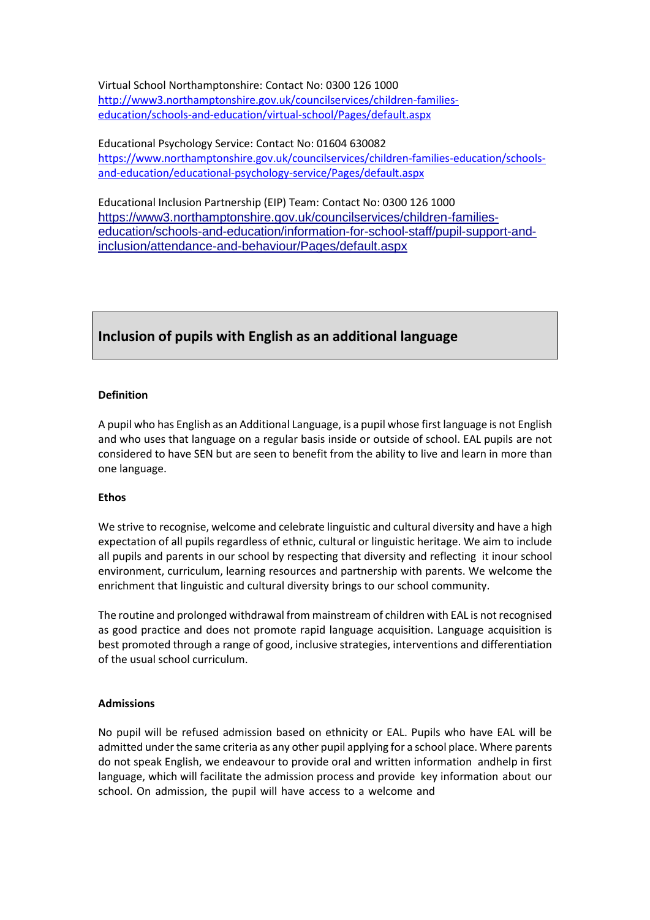Virtual School Northamptonshire: Contact No: 0300 126 1000
http://www3.northamptonshire.gov.uk/councilservices/children-families-education/schools-and-education/virtual-school/Pages/default.aspx

Educational Psychology Service: Contact No: 01604 630082
https://www.northamptonshire.gov.uk/councilservices/children-families-education/schools-and-education/educational-psychology-service/Pages/default.aspx

Educational Inclusion Partnership (EIP) Team: Contact No: 0300 126 1000
https://www3.northamptonshire.gov.uk/councilservices/children-families-education/schools-and-education/information-for-school-staff/pupil-support-and-inclusion/attendance-and-behaviour/Pages/default.aspx

## Inclusion of pupils with English as an additional language

**Definition**

A pupil who has English as an Additional Language, is a pupil whose first language is not English and who uses that language on a regular basis inside or outside of school. EAL pupils are not considered to have SEN but are seen to benefit from the ability to live and learn in more than one language.

**Ethos**

We strive to recognise, welcome and celebrate linguistic and cultural diversity and have a high expectation of all pupils regardless of ethnic, cultural or linguistic heritage. We aim to include all pupils and parents in our school by respecting that diversity and reflecting it inour school environment, curriculum, learning resources and partnership with parents. We welcome the enrichment that linguistic and cultural diversity brings to our school community.

The routine and prolonged withdrawal from mainstream of children with EAL is not recognised as good practice and does not promote rapid language acquisition. Language acquisition is best promoted through a range of good, inclusive strategies, interventions and differentiation of the usual school curriculum.

**Admissions**

No pupil will be refused admission based on ethnicity or EAL. Pupils who have EAL will be admitted under the same criteria as any other pupil applying for a school place. Where parents do not speak English, we endeavour to provide oral and written information andhelp in first language, which will facilitate the admission process and provide key information about our school. On admission, the pupil will have access to a welcome and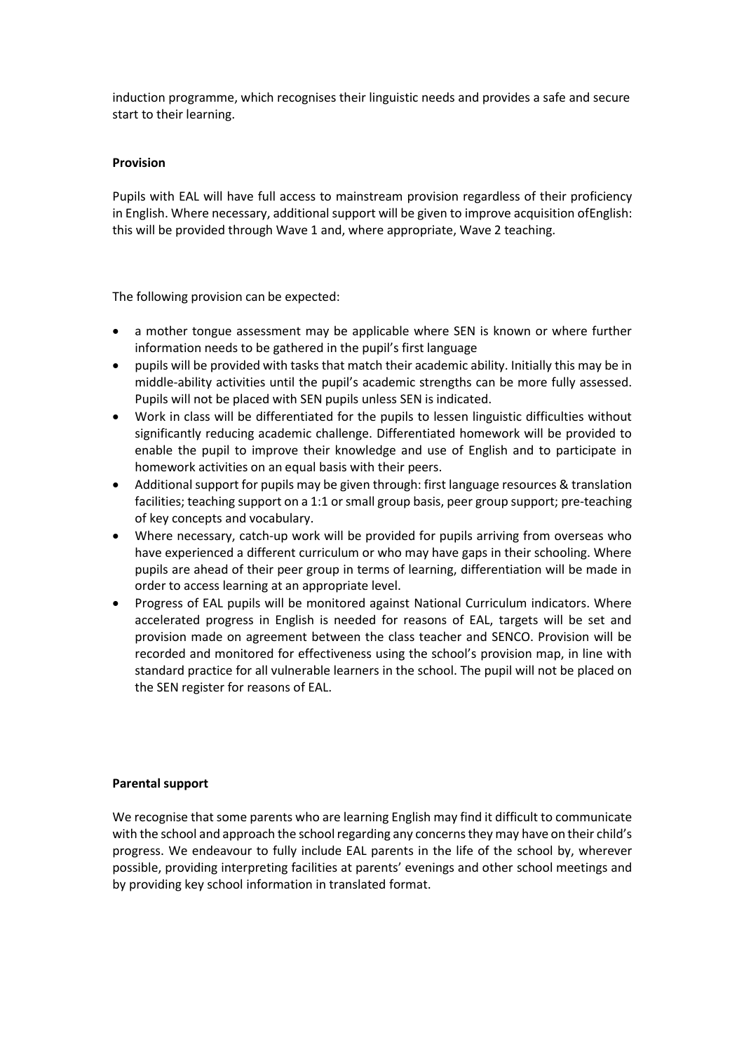induction programme, which recognises their linguistic needs and provides a safe and secure start to their learning.

**Provision**

Pupils with EAL will have full access to mainstream provision regardless of their proficiency in English. Where necessary, additional support will be given to improve acquisition ofEnglish: this will be provided through Wave 1 and, where appropriate, Wave 2 teaching.

The following provision can be expected:

- a mother tongue assessment may be applicable where SEN is known or where further information needs to be gathered in the pupil's first language
- pupils will be provided with tasks that match their academic ability. Initially this may be in middle-ability activities until the pupil's academic strengths can be more fully assessed. Pupils will not be placed with SEN pupils unless SEN is indicated.
- Work in class will be differentiated for the pupils to lessen linguistic difficulties without significantly reducing academic challenge. Differentiated homework will be provided to enable the pupil to improve their knowledge and use of English and to participate in homework activities on an equal basis with their peers.
- Additional support for pupils may be given through: first language resources & translation facilities; teaching support on a 1:1 or small group basis, peer group support; pre-teaching of key concepts and vocabulary.
- Where necessary, catch-up work will be provided for pupils arriving from overseas who have experienced a different curriculum or who may have gaps in their schooling. Where pupils are ahead of their peer group in terms of learning, differentiation will be made in order to access learning at an appropriate level.
- Progress of EAL pupils will be monitored against National Curriculum indicators. Where accelerated progress in English is needed for reasons of EAL, targets will be set and provision made on agreement between the class teacher and SENCO. Provision will be recorded and monitored for effectiveness using the school's provision map, in line with standard practice for all vulnerable learners in the school. The pupil will not be placed on the SEN register for reasons of EAL.

**Parental support**

We recognise that some parents who are learning English may find it difficult to communicate with the school and approach the school regarding any concerns they may have on their child's progress. We endeavour to fully include EAL parents in the life of the school by, wherever possible, providing interpreting facilities at parents' evenings and other school meetings and by providing key school information in translated format.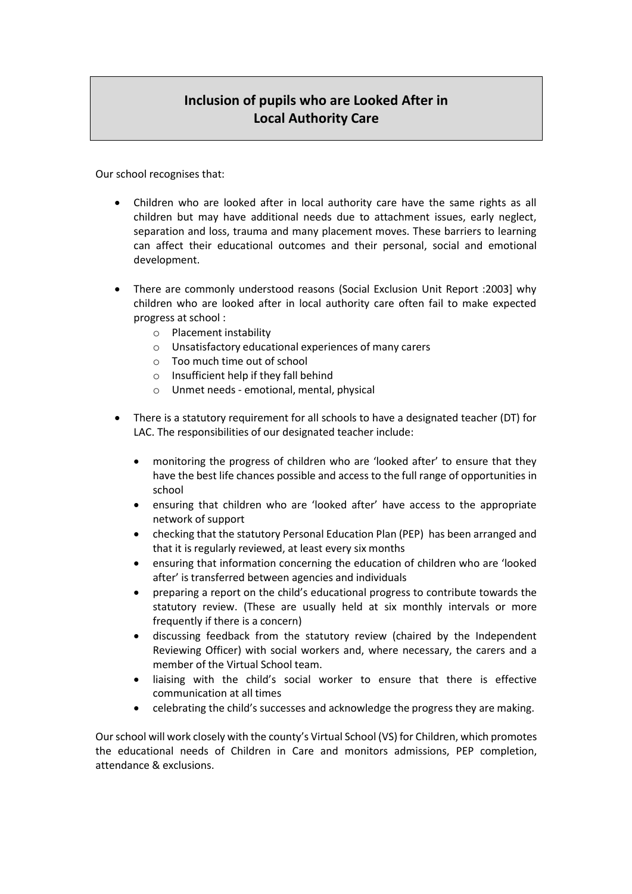## Inclusion of pupils who are Looked After in Local Authority Care

Our school recognises that:

- Children who are looked after in local authority care have the same rights as all children but may have additional needs due to attachment issues, early neglect, separation and loss, trauma and many placement moves. These barriers to learning can affect their educational outcomes and their personal, social and emotional development.

- There are commonly understood reasons (Social Exclusion Unit Report :2003] why children who are looked after in local authority care often fail to make expected progress at school :
  - Placement instability
  - Unsatisfactory educational experiences of many carers
  - Too much time out of school
  - Insufficient help if they fall behind
  - Unmet needs - emotional, mental, physical

- There is a statutory requirement for all schools to have a designated teacher (DT) for LAC. The responsibilities of our designated teacher include:

  - monitoring the progress of children who are 'looked after' to ensure that they have the best life chances possible and access to the full range of opportunities in school
  - ensuring that children who are 'looked after' have access to the appropriate network of support
  - checking that the statutory Personal Education Plan (PEP) has been arranged and that it is regularly reviewed, at least every six months
  - ensuring that information concerning the education of children who are 'looked after' is transferred between agencies and individuals
  - preparing a report on the child's educational progress to contribute towards the statutory review. (These are usually held at six monthly intervals or more frequently if there is a concern)
  - discussing feedback from the statutory review (chaired by the Independent Reviewing Officer) with social workers and, where necessary, the carers and a member of the Virtual School team.
  - liaising with the child's social worker to ensure that there is effective communication at all times
  - celebrating the child's successes and acknowledge the progress they are making.

Our school will work closely with the county's Virtual School (VS) for Children, which promotes the educational needs of Children in Care and monitors admissions, PEP completion, attendance & exclusions.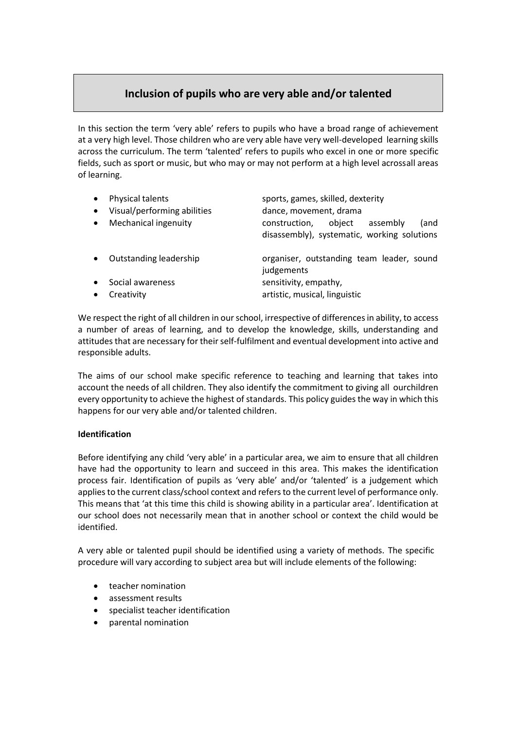## Inclusion of pupils who are very able and/or talented

In this section the term 'very able' refers to pupils who have a broad range of achievement at a very high level. Those children who are very able have very well-developed learning skills across the curriculum. The term 'talented' refers to pupils who excel in one or more specific fields, such as sport or music, but who may or may not perform at a high level acrossall areas of learning.

- Physical talents — sports, games, skilled, dexterity
- Visual/performing abilities — dance, movement, drama
- Mechanical ingenuity — construction, object assembly (and disassembly), systematic, working solutions
- Outstanding leadership — organiser, outstanding team leader, sound judgements
- Social awareness — sensitivity, empathy,
- Creativity — artistic, musical, linguistic

We respect the right of all children in our school, irrespective of differences in ability, to access a number of areas of learning, and to develop the knowledge, skills, understanding and attitudes that are necessary for their self-fulfilment and eventual development into active and responsible adults.

The aims of our school make specific reference to teaching and learning that takes into account the needs of all children. They also identify the commitment to giving all ourchildren every opportunity to achieve the highest of standards. This policy guides the way in which this happens for our very able and/or talented children.

**Identification**

Before identifying any child 'very able' in a particular area, we aim to ensure that all children have had the opportunity to learn and succeed in this area. This makes the identification process fair. Identification of pupils as 'very able' and/or 'talented' is a judgement which applies to the current class/school context and refers to the current level of performance only. This means that 'at this time this child is showing ability in a particular area'. Identification at our school does not necessarily mean that in another school or context the child would be identified.

A very able or talented pupil should be identified using a variety of methods. The specific procedure will vary according to subject area but will include elements of the following:

- teacher nomination
- assessment results
- specialist teacher identification
- parental nomination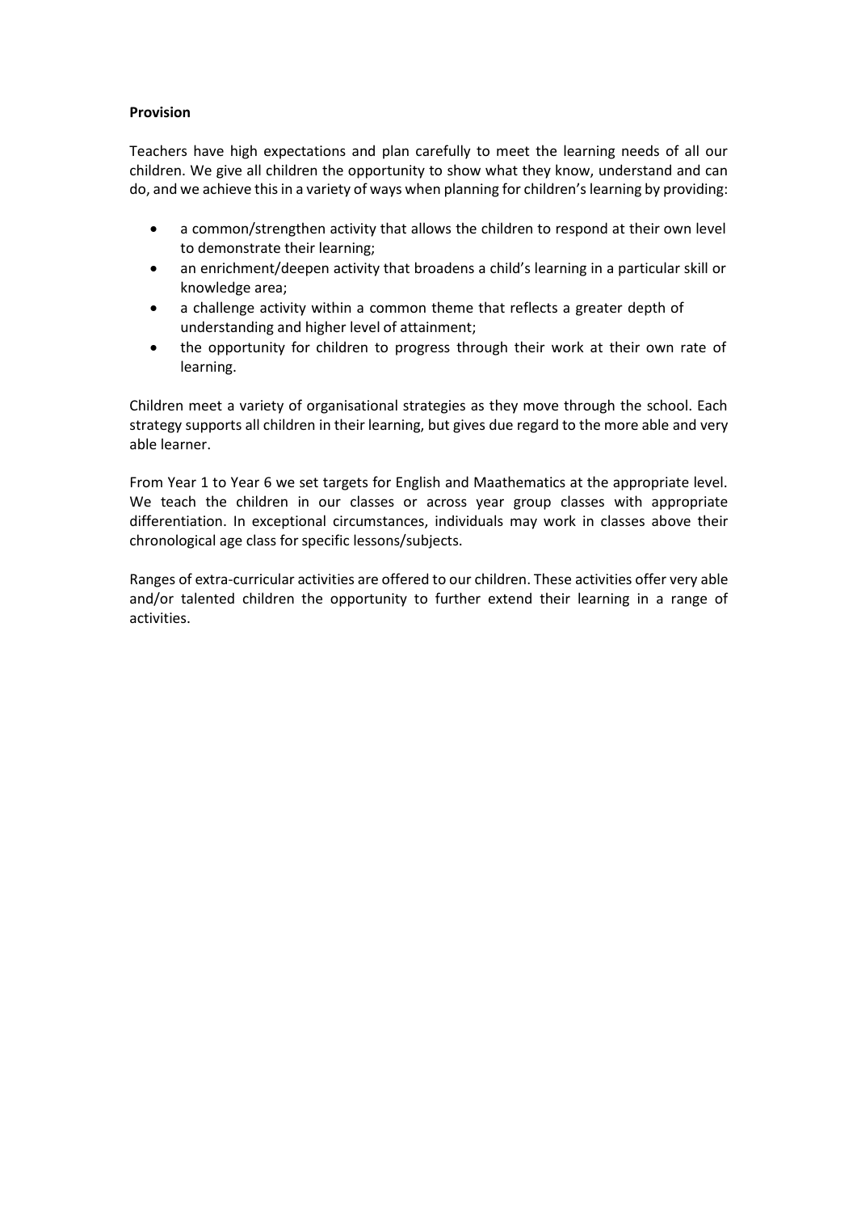**Provision**

Teachers have high expectations and plan carefully to meet the learning needs of all our children. We give all children the opportunity to show what they know, understand and can do, and we achieve this in a variety of ways when planning for children's learning by providing:

- a common/strengthen activity that allows the children to respond at their own level to demonstrate their learning;
- an enrichment/deepen activity that broadens a child's learning in a particular skill or knowledge area;
- a challenge activity within a common theme that reflects a greater depth of understanding and higher level of attainment;
- the opportunity for children to progress through their work at their own rate of learning.

Children meet a variety of organisational strategies as they move through the school. Each strategy supports all children in their learning, but gives due regard to the more able and very able learner.

From Year 1 to Year 6 we set targets for English and Maathematics at the appropriate level. We teach the children in our classes or across year group classes with appropriate differentiation. In exceptional circumstances, individuals may work in classes above their chronological age class for specific lessons/subjects.

Ranges of extra-curricular activities are offered to our children. These activities offer very able and/or talented children the opportunity to further extend their learning in a range of activities.